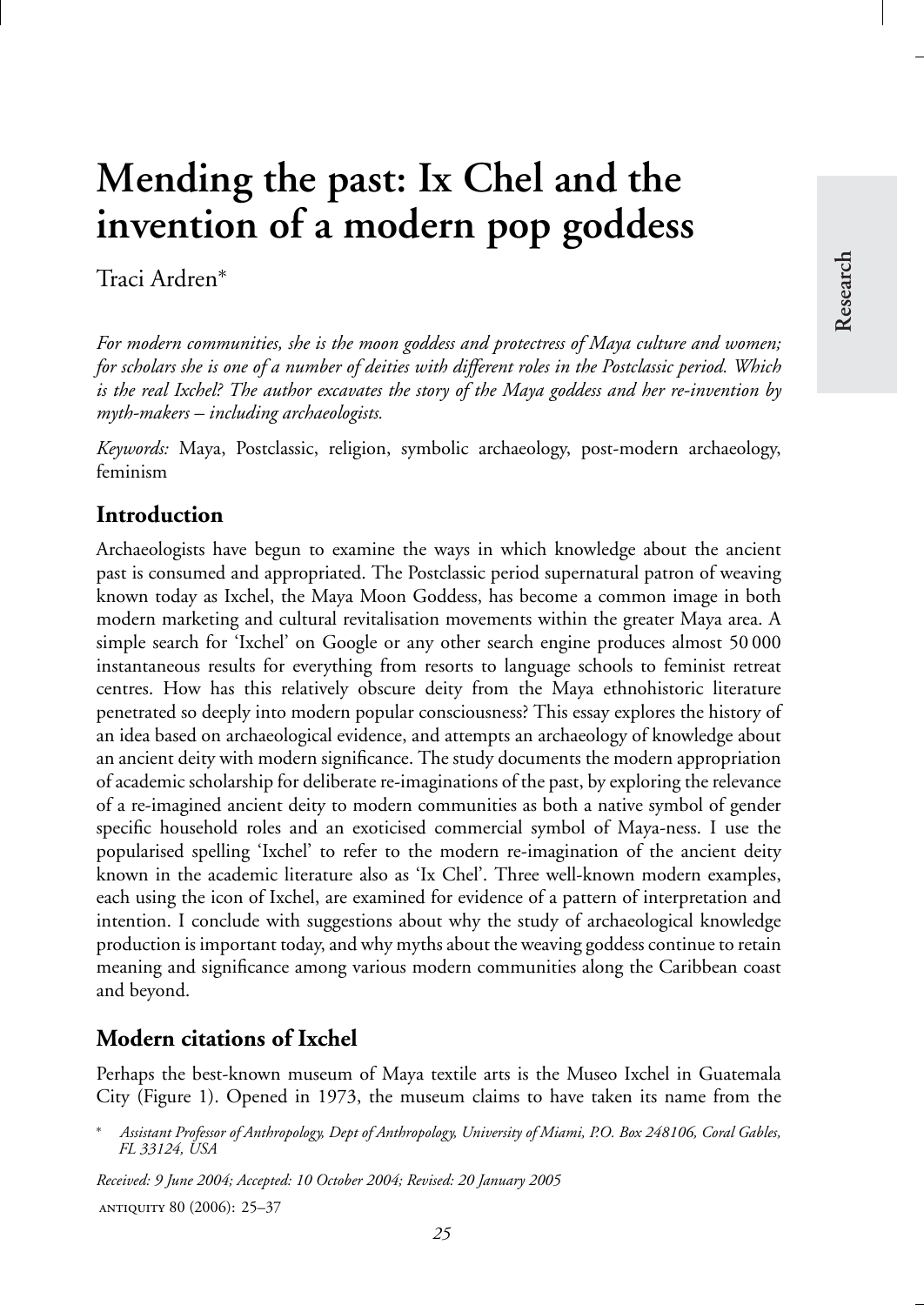# Mending the past: Ix Chel and the invention of a modern pop goddess

Traci Ardren*

*For modern communities, she is the moon goddess and protectress of Maya culture and women; for scholars she is one of a number of deities with different roles in the Postclassic period. Which is the real Ixchel? The author excavates the story of the Maya goddess and her re-invention by myth-makers – including archaeologists.*

*Keywords:* Maya, Postclassic, religion, symbolic archaeology, post-modern archaeology, feminism

## Introduction

Archaeologists have begun to examine the ways in which knowledge about the ancient past is consumed and appropriated. The Postclassic period supernatural patron of weaving known today as Ixchel, the Maya Moon Goddess, has become a common image in both modern marketing and cultural revitalisation movements within the greater Maya area. A simple search for 'Ixchel' on Google or any other search engine produces almost 50 000 instantaneous results for everything from resorts to language schools to feminist retreat centres. How has this relatively obscure deity from the Maya ethnohistoric literature penetrated so deeply into modern popular consciousness? This essay explores the history of an idea based on archaeological evidence, and attempts an archaeology of knowledge about an ancient deity with modern significance. The study documents the modern appropriation of academic scholarship for deliberate re-imaginations of the past, by exploring the relevance of a re-imagined ancient deity to modern communities as both a native symbol of gender specific household roles and an exoticised commercial symbol of Maya-ness. I use the popularised spelling 'Ixchel' to refer to the modern re-imagination of the ancient deity known in the academic literature also as 'Ix Chel'. Three well-known modern examples, each using the icon of Ixchel, are examined for evidence of a pattern of interpretation and intention. I conclude with suggestions about why the study of archaeological knowledge production is important today, and why myths about the weaving goddess continue to retain meaning and significance among various modern communities along the Caribbean coast and beyond.

## Modern citations of Ixchel

Perhaps the best-known museum of Maya textile arts is the Museo Ixchel in Guatemala City (Figure 1). Opened in 1973, the museum claims to have taken its name from the

\* *Assistant Professor of Anthropology, Dept of Anthropology, University of Miami, P.O. Box 248106, Coral Gables, FL 33124, USA*

*Received: 9 June 2004; Accepted: 10 October 2004; Revised: 20 January 2005*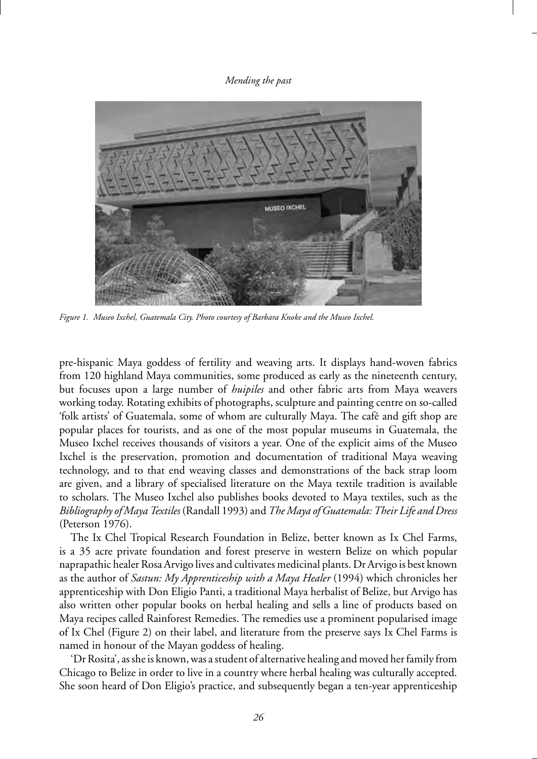*Figure 1. Museo Ixchel, Guatemala City. Photo courtesy of Barbara Knoke and the Museo Ixchel.*

pre-hispanic Maya goddess of fertility and weaving arts. It displays hand-woven fabrics from 120 highland Maya communities, some produced as early as the nineteenth century, but focuses upon a large number of *huipiles* and other fabric arts from Maya weavers working today. Rotating exhibits of photographs, sculpture and painting centre on so-called 'folk artists' of Guatemala, some of whom are culturally Maya. The café and gift shop are popular places for tourists, and as one of the most popular museums in Guatemala, the Museo Ixchel receives thousands of visitors a year. One of the explicit aims of the Museo Ixchel is the preservation, promotion and documentation of traditional Maya weaving technology, and to that end weaving classes and demonstrations of the back strap loom are given, and a library of specialised literature on the Maya textile tradition is available to scholars. The Museo Ixchel also publishes books devoted to Maya textiles, such as the *Bibliography of Maya Textiles* (Randall 1993) and *The Maya of Guatemala: Their Life and Dress* (Peterson 1976).

The Ix Chel Tropical Research Foundation in Belize, better known as Ix Chel Farms, is a 35 acre private foundation and forest preserve in western Belize on which popular naprapathic healer Rosa Arvigo lives and cultivates medicinal plants. Dr Arvigo is best known as the author of *Sastun: My Apprenticeship with a Maya Healer* (1994) which chronicles her apprenticeship with Don Eligio Panti, a traditional Maya herbalist of Belize, but Arvigo has also written other popular books on herbal healing and sells a line of products based on Maya recipes called Rainforest Remedies. The remedies use a prominent popularised image of Ix Chel (Figure 2) on their label, and literature from the preserve says Ix Chel Farms is named in honour of the Mayan goddess of healing.

'Dr Rosita', as she is known, was a student of alternative healing and moved her family from Chicago to Belize in order to live in a country where herbal healing was culturally accepted. She soon heard of Don Eligio's practice, and subsequently began a ten-year apprenticeship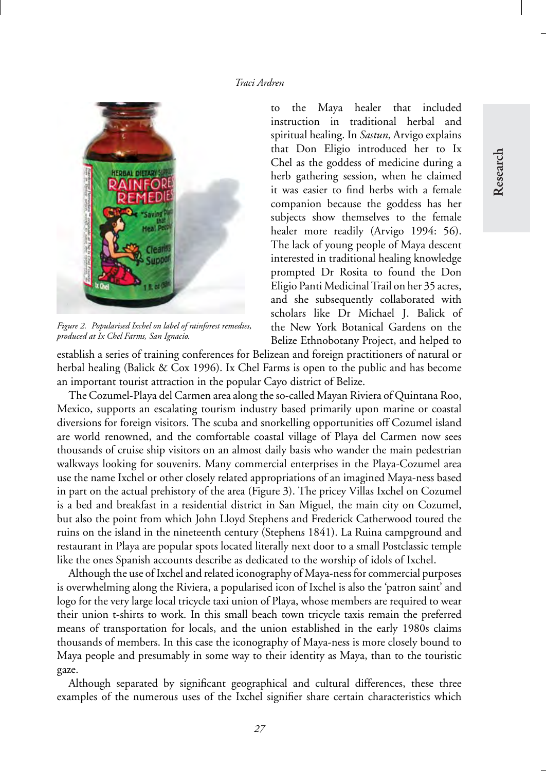*Figure 2. Popularised Ixchel on label of rainforest remedies, produced at Ix Chel Farms, San Ignacio.*

to the Maya healer that included instruction in traditional herbal and spiritual healing. In *Sastun*, Arvigo explains that Don Eligio introduced her to Ix Chel as the goddess of medicine during a herb gathering session, when he claimed it was easier to find herbs with a female companion because the goddess has her subjects show themselves to the female healer more readily (Arvigo 1994: 56). The lack of young people of Maya descent interested in traditional healing knowledge prompted Dr Rosita to found the Don Eligio Panti Medicinal Trail on her 35 acres, and she subsequently collaborated with scholars like Dr Michael J. Balick of the New York Botanical Gardens on the Belize Ethnobotany Project, and helped to establish a series of training conferences for Belizean and foreign practitioners of natural or herbal healing (Balick & Cox 1996). Ix Chel Farms is open to the public and has become an important tourist attraction in the popular Cayo district of Belize.

The Cozumel-Playa del Carmen area along the so-called Mayan Riviera of Quintana Roo, Mexico, supports an escalating tourism industry based primarily upon marine or coastal diversions for foreign visitors. The scuba and snorkelling opportunities off Cozumel island are world renowned, and the comfortable coastal village of Playa del Carmen now sees thousands of cruise ship visitors on an almost daily basis who wander the main pedestrian walkways looking for souvenirs. Many commercial enterprises in the Playa-Cozumel area use the name Ixchel or other closely related appropriations of an imagined Maya-ness based in part on the actual prehistory of the area (Figure 3). The pricey Villas Ixchel on Cozumel is a bed and breakfast in a residential district in San Miguel, the main city on Cozumel, but also the point from which John Lloyd Stephens and Frederick Catherwood toured the ruins on the island in the nineteenth century (Stephens 1841). La Ruina campground and restaurant in Playa are popular spots located literally next door to a small Postclassic temple like the ones Spanish accounts describe as dedicated to the worship of idols of Ixchel.

Although the use of Ixchel and related iconography of Maya-ness for commercial purposes is overwhelming along the Riviera, a popularised icon of Ixchel is also the 'patron saint' and logo for the very large local tricycle taxi union of Playa, whose members are required to wear their union t-shirts to work. In this small beach town tricycle taxis remain the preferred means of transportation for locals, and the union established in the early 1980s claims thousands of members. In this case the iconography of Maya-ness is more closely bound to Maya people and presumably in some way to their identity as Maya, than to the touristic gaze.

Although separated by significant geographical and cultural differences, these three examples of the numerous uses of the Ixchel signifier share certain characteristics which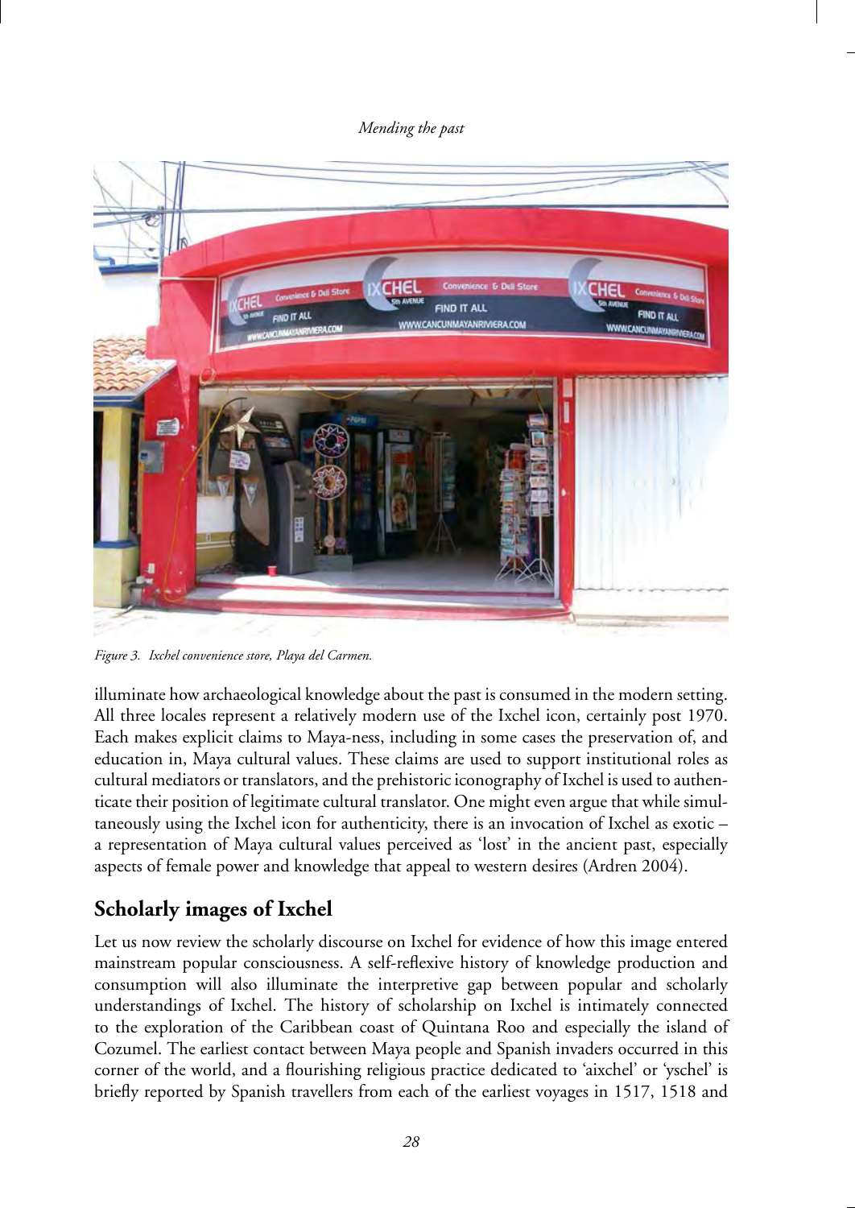*Figure 3. Ixchel convenience store, Playa del Carmen.*

illuminate how archaeological knowledge about the past is consumed in the modern setting. All three locales represent a relatively modern use of the Ixchel icon, certainly post 1970. Each makes explicit claims to Maya-ness, including in some cases the preservation of, and education in, Maya cultural values. These claims are used to support institutional roles as cultural mediators or translators, and the prehistoric iconography of Ixchel is used to authenticate their position of legitimate cultural translator. One might even argue that while simultaneously using the Ixchel icon for authenticity, there is an invocation of Ixchel as exotic – a representation of Maya cultural values perceived as 'lost' in the ancient past, especially aspects of female power and knowledge that appeal to western desires (Ardren 2004).

## Scholarly images of Ixchel

Let us now review the scholarly discourse on Ixchel for evidence of how this image entered mainstream popular consciousness. A self-reflexive history of knowledge production and consumption will also illuminate the interpretive gap between popular and scholarly understandings of Ixchel. The history of scholarship on Ixchel is intimately connected to the exploration of the Caribbean coast of Quintana Roo and especially the island of Cozumel. The earliest contact between Maya people and Spanish invaders occurred in this corner of the world, and a flourishing religious practice dedicated to 'aixchel' or 'yschel' is briefly reported by Spanish travellers from each of the earliest voyages in 1517, 1518 and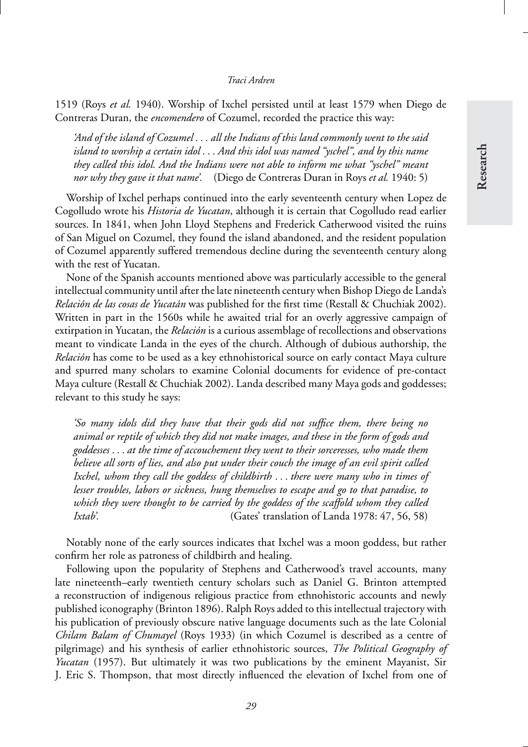1519 (Roys *et al.* 1940). Worship of Ixchel persisted until at least 1579 when Diego de Contreras Duran, the *encomendero* of Cozumel, recorded the practice this way:

> *'And of the island of Cozumel . . . all the Indians of this land commonly went to the said island to worship a certain idol . . . And this idol was named "yschel", and by this name they called this idol. And the Indians were not able to inform me what "yschel" meant nor why they gave it that name'.* (Diego de Contreras Duran in Roys *et al.* 1940: 5)

Worship of Ixchel perhaps continued into the early seventeenth century when Lopez de Cogolludo wrote his *Historia de Yucatan*, although it is certain that Cogolludo read earlier sources. In 1841, when John Lloyd Stephens and Frederick Catherwood visited the ruins of San Miguel on Cozumel, they found the island abandoned, and the resident population of Cozumel apparently suffered tremendous decline during the seventeenth century along with the rest of Yucatan.

None of the Spanish accounts mentioned above was particularly accessible to the general intellectual community until after the late nineteenth century when Bishop Diego de Landa's *Relación de las cosas de Yucatán* was published for the first time (Restall & Chuchiak 2002). Written in part in the 1560s while he awaited trial for an overly aggressive campaign of extirpation in Yucatan, the *Relación* is a curious assemblage of recollections and observations meant to vindicate Landa in the eyes of the church. Although of dubious authorship, the *Relación* has come to be used as a key ethnohistorical source on early contact Maya culture and spurred many scholars to examine Colonial documents for evidence of pre-contact Maya culture (Restall & Chuchiak 2002). Landa described many Maya gods and goddesses; relevant to this study he says:

> *'So many idols did they have that their gods did not suffice them, there being no animal or reptile of which they did not make images, and these in the form of gods and goddesses . . . at the time of accouchement they went to their sorceresses, who made them believe all sorts of lies, and also put under their couch the image of an evil spirit called Ixchel, whom they call the goddess of childbirth . . . there were many who in times of lesser troubles, labors or sickness, hung themselves to escape and go to that paradise, to which they were thought to be carried by the goddess of the scaffold whom they called Ixtab'.* (Gates' translation of Landa 1978: 47, 56, 58)

Notably none of the early sources indicates that Ixchel was a moon goddess, but rather confirm her role as patroness of childbirth and healing.

Following upon the popularity of Stephens and Catherwood's travel accounts, many late nineteenth–early twentieth century scholars such as Daniel G. Brinton attempted a reconstruction of indigenous religious practice from ethnohistoric accounts and newly published iconography (Brinton 1896). Ralph Roys added to this intellectual trajectory with his publication of previously obscure native language documents such as the late Colonial *Chilam Balam of Chumayel* (Roys 1933) (in which Cozumel is described as a centre of pilgrimage) and his synthesis of earlier ethnohistoric sources, *The Political Geography of Yucatan* (1957). But ultimately it was two publications by the eminent Mayanist, Sir J. Eric S. Thompson, that most directly influenced the elevation of Ixchel from one of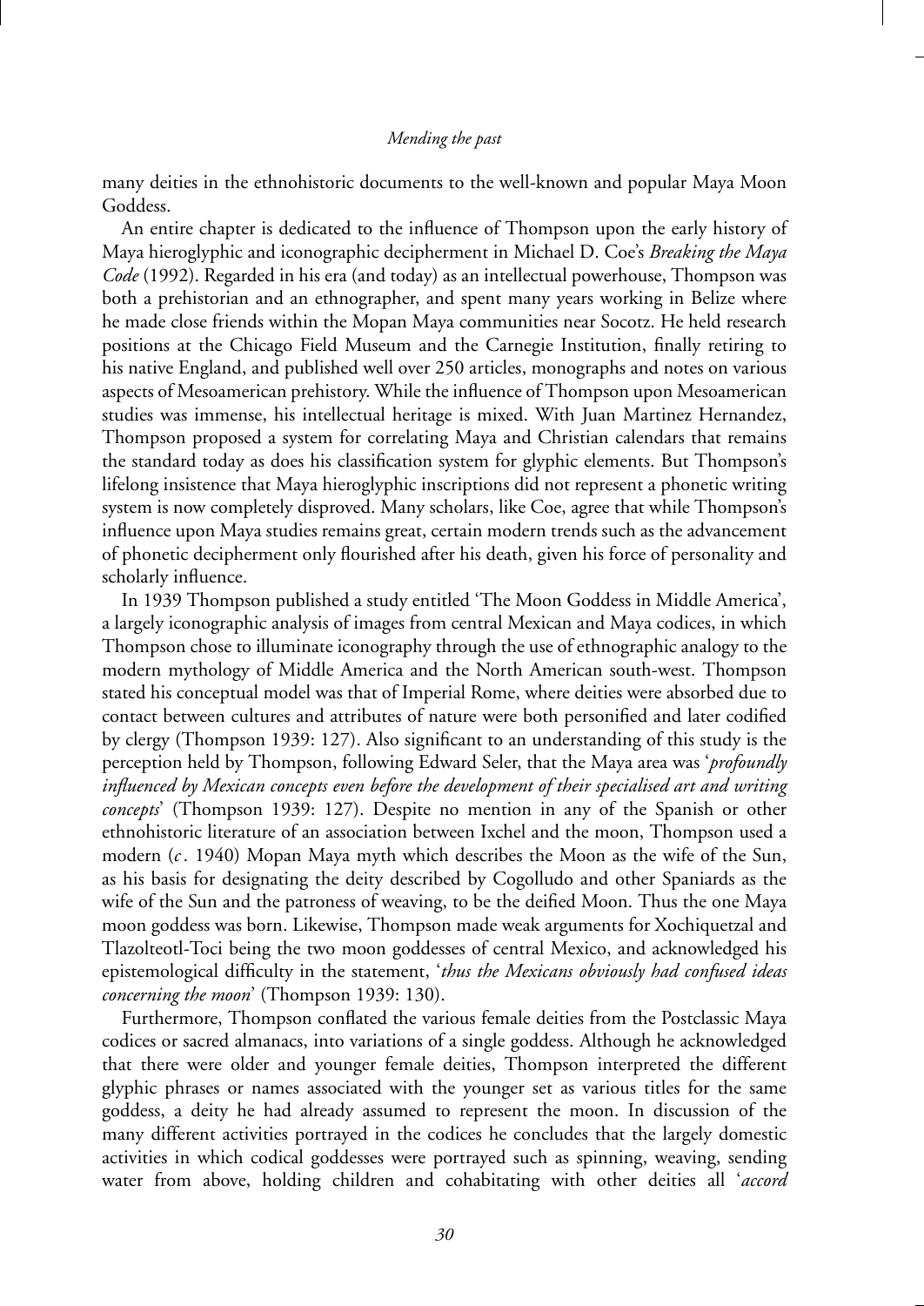many deities in the ethnohistoric documents to the well-known and popular Maya Moon Goddess.

An entire chapter is dedicated to the influence of Thompson upon the early history of Maya hieroglyphic and iconographic decipherment in Michael D. Coe's *Breaking the Maya Code* (1992). Regarded in his era (and today) as an intellectual powerhouse, Thompson was both a prehistorian and an ethnographer, and spent many years working in Belize where he made close friends within the Mopan Maya communities near Socotz. He held research positions at the Chicago Field Museum and the Carnegie Institution, finally retiring to his native England, and published well over 250 articles, monographs and notes on various aspects of Mesoamerican prehistory. While the influence of Thompson upon Mesoamerican studies was immense, his intellectual heritage is mixed. With Juan Martinez Hernandez, Thompson proposed a system for correlating Maya and Christian calendars that remains the standard today as does his classification system for glyphic elements. But Thompson's lifelong insistence that Maya hieroglyphic inscriptions did not represent a phonetic writing system is now completely disproved. Many scholars, like Coe, agree that while Thompson's influence upon Maya studies remains great, certain modern trends such as the advancement of phonetic decipherment only flourished after his death, given his force of personality and scholarly influence.

In 1939 Thompson published a study entitled 'The Moon Goddess in Middle America', a largely iconographic analysis of images from central Mexican and Maya codices, in which Thompson chose to illuminate iconography through the use of ethnographic analogy to the modern mythology of Middle America and the North American south-west. Thompson stated his conceptual model was that of Imperial Rome, where deities were absorbed due to contact between cultures and attributes of nature were both personified and later codified by clergy (Thompson 1939: 127). Also significant to an understanding of this study is the perception held by Thompson, following Edward Seler, that the Maya area was '*profoundly influenced by Mexican concepts even before the development of their specialised art and writing concepts*' (Thompson 1939: 127). Despite no mention in any of the Spanish or other ethnohistoric literature of an association between Ixchel and the moon, Thompson used a modern (*c*. 1940) Mopan Maya myth which describes the Moon as the wife of the Sun, as his basis for designating the deity described by Cogolludo and other Spaniards as the wife of the Sun and the patroness of weaving, to be the deified Moon. Thus the one Maya moon goddess was born. Likewise, Thompson made weak arguments for Xochiquetzal and Tlazolteotl-Toci being the two moon goddesses of central Mexico, and acknowledged his epistemological difficulty in the statement, '*thus the Mexicans obviously had confused ideas concerning the moon*' (Thompson 1939: 130).

Furthermore, Thompson conflated the various female deities from the Postclassic Maya codices or sacred almanacs, into variations of a single goddess. Although he acknowledged that there were older and younger female deities, Thompson interpreted the different glyphic phrases or names associated with the younger set as various titles for the same goddess, a deity he had already assumed to represent the moon. In discussion of the many different activities portrayed in the codices he concludes that the largely domestic activities in which codical goddesses were portrayed such as spinning, weaving, sending water from above, holding children and cohabitating with other deities all '*accord*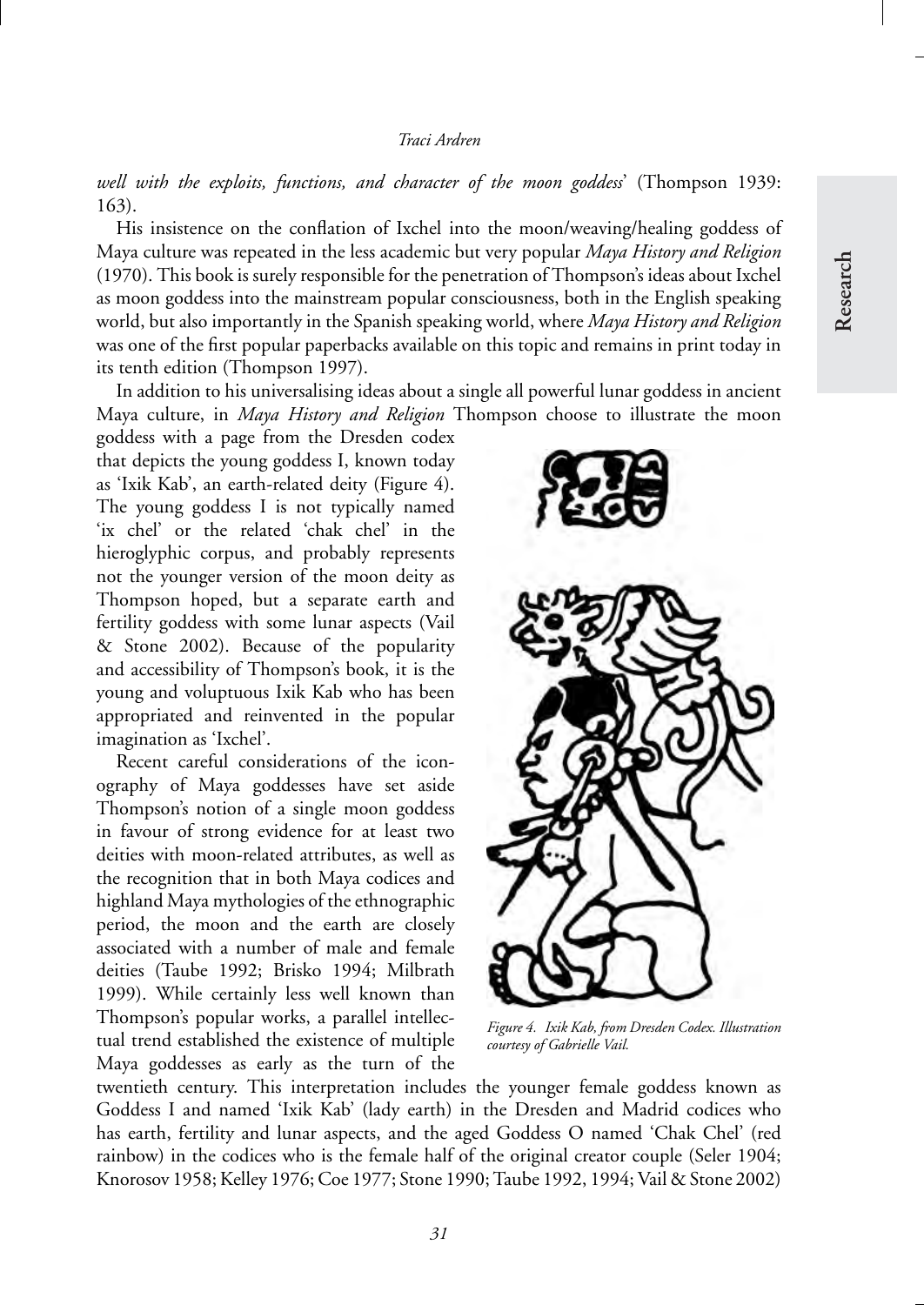*well with the exploits, functions, and character of the moon goddess*' (Thompson 1939: 163).

His insistence on the conflation of Ixchel into the moon/weaving/healing goddess of Maya culture was repeated in the less academic but very popular *Maya History and Religion* (1970). This book is surely responsible for the penetration of Thompson's ideas about Ixchel as moon goddess into the mainstream popular consciousness, both in the English speaking world, but also importantly in the Spanish speaking world, where *Maya History and Religion* was one of the first popular paperbacks available on this topic and remains in print today in its tenth edition (Thompson 1997).

In addition to his universalising ideas about a single all powerful lunar goddess in ancient Maya culture, in *Maya History and Religion* Thompson choose to illustrate the moon goddess with a page from the Dresden codex that depicts the young goddess I, known today as 'Ixik Kab', an earth-related deity (Figure 4). The young goddess I is not typically named 'ix chel' or the related 'chak chel' in the hieroglyphic corpus, and probably represents not the younger version of the moon deity as Thompson hoped, but a separate earth and fertility goddess with some lunar aspects (Vail & Stone 2002). Because of the popularity and accessibility of Thompson's book, it is the young and voluptuous Ixik Kab who has been appropriated and reinvented in the popular imagination as 'Ixchel'.

*Figure 4. Ixik Kab, from Dresden Codex. Illustration courtesy of Gabrielle Vail.*

Recent careful considerations of the iconography of Maya goddesses have set aside Thompson's notion of a single moon goddess in favour of strong evidence for at least two deities with moon-related attributes, as well as the recognition that in both Maya codices and highland Maya mythologies of the ethnographic period, the moon and the earth are closely associated with a number of male and female deities (Taube 1992; Brisko 1994; Milbrath 1999). While certainly less well known than Thompson's popular works, a parallel intellectual trend established the existence of multiple Maya goddesses as early as the turn of the twentieth century. This interpretation includes the younger female goddess known as Goddess I and named 'Ixik Kab' (lady earth) in the Dresden and Madrid codices who has earth, fertility and lunar aspects, and the aged Goddess O named 'Chak Chel' (red rainbow) in the codices who is the female half of the original creator couple (Seler 1904; Knorosov 1958; Kelley 1976; Coe 1977; Stone 1990; Taube 1992, 1994; Vail & Stone 2002)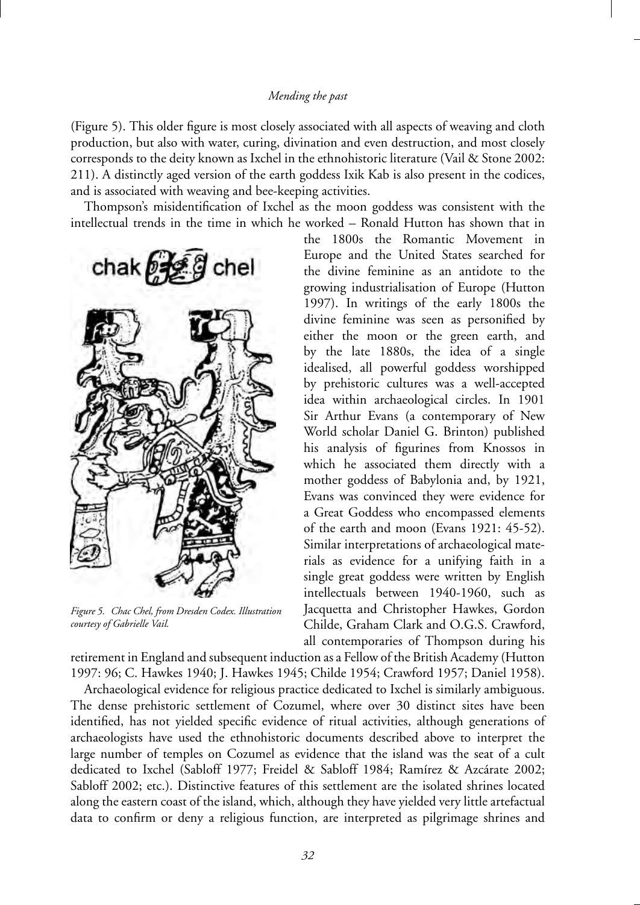(Figure 5). This older figure is most closely associated with all aspects of weaving and cloth production, but also with water, curing, divination and even destruction, and most closely corresponds to the deity known as Ixchel in the ethnohistoric literature (Vail & Stone 2002: 211). A distinctly aged version of the earth goddess Ixik Kab is also present in the codices, and is associated with weaving and bee-keeping activities.

Thompson's misidentification of Ixchel as the moon goddess was consistent with the intellectual trends in the time in which he worked – Ronald Hutton has shown that in the 1800s the Romantic Movement in Europe and the United States searched for the divine feminine as an antidote to the growing industrialisation of Europe (Hutton 1997). In writings of the early 1800s the divine feminine was seen as personified by either the moon or the green earth, and by the late 1880s, the idea of a single idealised, all powerful goddess worshipped by prehistoric cultures was a well-accepted idea within archaeological circles. In 1901 Sir Arthur Evans (a contemporary of New World scholar Daniel G. Brinton) published his analysis of figurines from Knossos in which he associated them directly with a mother goddess of Babylonia and, by 1921, Evans was convinced they were evidence for a Great Goddess who encompassed elements of the earth and moon (Evans 1921: 45-52). Similar interpretations of archaeological materials as evidence for a unifying faith in a single great goddess were written by English intellectuals between 1940-1960, such as Jacquetta and Christopher Hawkes, Gordon Childe, Graham Clark and O.G.S. Crawford, all contemporaries of Thompson during his retirement in England and subsequent induction as a Fellow of the British Academy (Hutton 1997: 96; C. Hawkes 1940; J. Hawkes 1945; Childe 1954; Crawford 1957; Daniel 1958).

*Figure 5. Chac Chel, from Dresden Codex. Illustration courtesy of Gabrielle Vail.*

Archaeological evidence for religious practice dedicated to Ixchel is similarly ambiguous. The dense prehistoric settlement of Cozumel, where over 30 distinct sites have been identified, has not yielded specific evidence of ritual activities, although generations of archaeologists have used the ethnohistoric documents described above to interpret the large number of temples on Cozumel as evidence that the island was the seat of a cult dedicated to Ixchel (Sabloff 1977; Freidel & Sabloff 1984; Ramírez & Azcárate 2002; Sabloff 2002; etc.). Distinctive features of this settlement are the isolated shrines located along the eastern coast of the island, which, although they have yielded very little artefactual data to confirm or deny a religious function, are interpreted as pilgrimage shrines and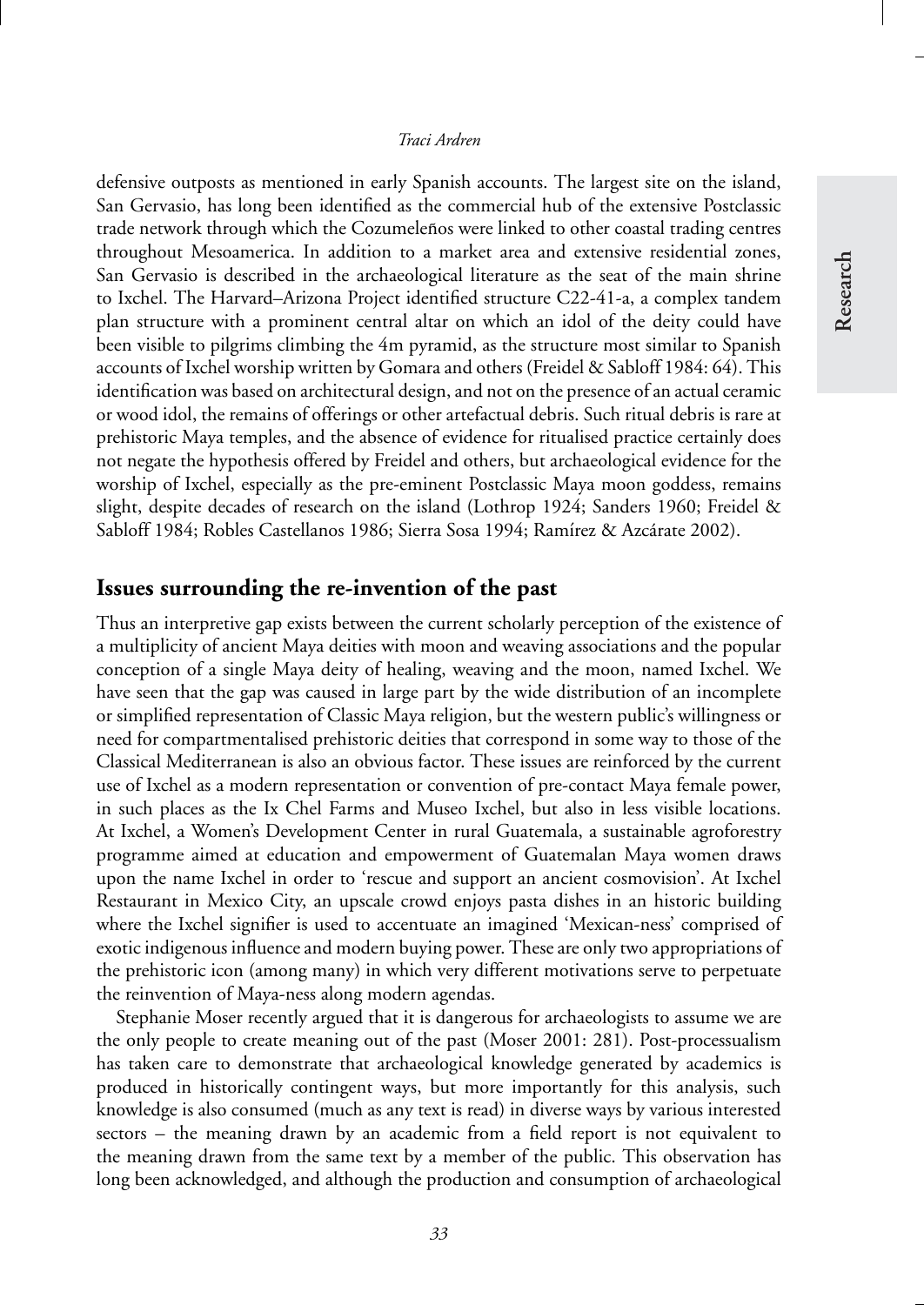defensive outposts as mentioned in early Spanish accounts. The largest site on the island, San Gervasio, has long been identified as the commercial hub of the extensive Postclassic trade network through which the Cozumeleños were linked to other coastal trading centres throughout Mesoamerica. In addition to a market area and extensive residential zones, San Gervasio is described in the archaeological literature as the seat of the main shrine to Ixchel. The Harvard–Arizona Project identified structure C22-41-a, a complex tandem plan structure with a prominent central altar on which an idol of the deity could have been visible to pilgrims climbing the 4m pyramid, as the structure most similar to Spanish accounts of Ixchel worship written by Gomara and others (Freidel & Sabloff 1984: 64). This identification was based on architectural design, and not on the presence of an actual ceramic or wood idol, the remains of offerings or other artefactual debris. Such ritual debris is rare at prehistoric Maya temples, and the absence of evidence for ritualised practice certainly does not negate the hypothesis offered by Freidel and others, but archaeological evidence for the worship of Ixchel, especially as the pre-eminent Postclassic Maya moon goddess, remains slight, despite decades of research on the island (Lothrop 1924; Sanders 1960; Freidel & Sabloff 1984; Robles Castellanos 1986; Sierra Sosa 1994; Ramírez & Azcárate 2002).

## Issues surrounding the re-invention of the past

Thus an interpretive gap exists between the current scholarly perception of the existence of a multiplicity of ancient Maya deities with moon and weaving associations and the popular conception of a single Maya deity of healing, weaving and the moon, named Ixchel. We have seen that the gap was caused in large part by the wide distribution of an incomplete or simplified representation of Classic Maya religion, but the western public's willingness or need for compartmentalised prehistoric deities that correspond in some way to those of the Classical Mediterranean is also an obvious factor. These issues are reinforced by the current use of Ixchel as a modern representation or convention of pre-contact Maya female power, in such places as the Ix Chel Farms and Museo Ixchel, but also in less visible locations. At Ixchel, a Women's Development Center in rural Guatemala, a sustainable agroforestry programme aimed at education and empowerment of Guatemalan Maya women draws upon the name Ixchel in order to 'rescue and support an ancient cosmovision'. At Ixchel Restaurant in Mexico City, an upscale crowd enjoys pasta dishes in an historic building where the Ixchel signifier is used to accentuate an imagined 'Mexican-ness' comprised of exotic indigenous influence and modern buying power. These are only two appropriations of the prehistoric icon (among many) in which very different motivations serve to perpetuate the reinvention of Maya-ness along modern agendas.

Stephanie Moser recently argued that it is dangerous for archaeologists to assume we are the only people to create meaning out of the past (Moser 2001: 281). Post-processualism has taken care to demonstrate that archaeological knowledge generated by academics is produced in historically contingent ways, but more importantly for this analysis, such knowledge is also consumed (much as any text is read) in diverse ways by various interested sectors – the meaning drawn by an academic from a field report is not equivalent to the meaning drawn from the same text by a member of the public. This observation has long been acknowledged, and although the production and consumption of archaeological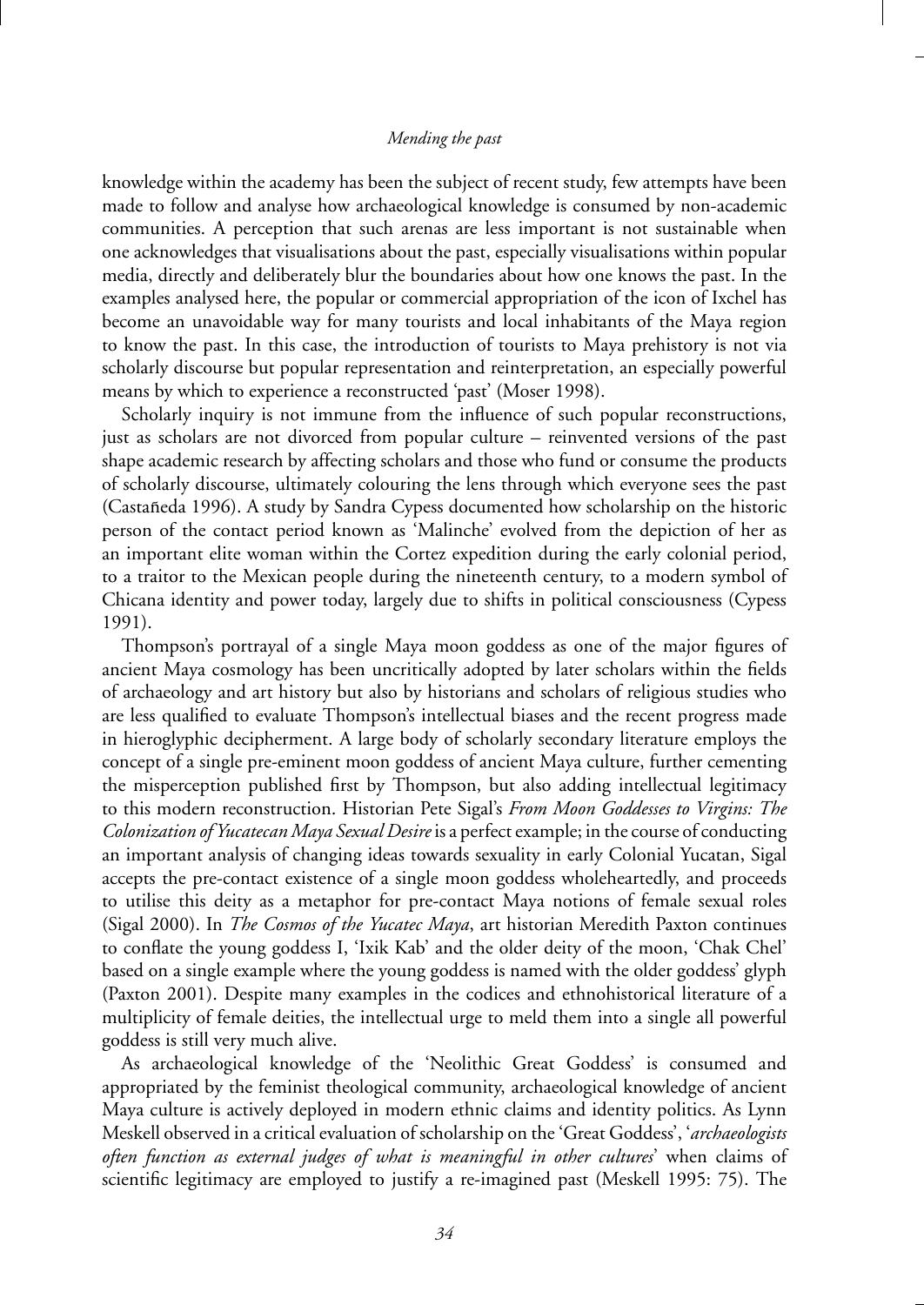knowledge within the academy has been the subject of recent study, few attempts have been made to follow and analyse how archaeological knowledge is consumed by non-academic communities. A perception that such arenas are less important is not sustainable when one acknowledges that visualisations about the past, especially visualisations within popular media, directly and deliberately blur the boundaries about how one knows the past. In the examples analysed here, the popular or commercial appropriation of the icon of Ixchel has become an unavoidable way for many tourists and local inhabitants of the Maya region to know the past. In this case, the introduction of tourists to Maya prehistory is not via scholarly discourse but popular representation and reinterpretation, an especially powerful means by which to experience a reconstructed 'past' (Moser 1998).

Scholarly inquiry is not immune from the influence of such popular reconstructions, just as scholars are not divorced from popular culture – reinvented versions of the past shape academic research by affecting scholars and those who fund or consume the products of scholarly discourse, ultimately colouring the lens through which everyone sees the past (Castañeda 1996). A study by Sandra Cypess documented how scholarship on the historic person of the contact period known as 'Malinche' evolved from the depiction of her as an important elite woman within the Cortez expedition during the early colonial period, to a traitor to the Mexican people during the nineteenth century, to a modern symbol of Chicana identity and power today, largely due to shifts in political consciousness (Cypess 1991).

Thompson's portrayal of a single Maya moon goddess as one of the major figures of ancient Maya cosmology has been uncritically adopted by later scholars within the fields of archaeology and art history but also by historians and scholars of religious studies who are less qualified to evaluate Thompson's intellectual biases and the recent progress made in hieroglyphic decipherment. A large body of scholarly secondary literature employs the concept of a single pre-eminent moon goddess of ancient Maya culture, further cementing the misperception published first by Thompson, but also adding intellectual legitimacy to this modern reconstruction. Historian Pete Sigal's *From Moon Goddesses to Virgins: The Colonization of Yucatecan Maya Sexual Desire* is a perfect example; in the course of conducting an important analysis of changing ideas towards sexuality in early Colonial Yucatan, Sigal accepts the pre-contact existence of a single moon goddess wholeheartedly, and proceeds to utilise this deity as a metaphor for pre-contact Maya notions of female sexual roles (Sigal 2000). In *The Cosmos of the Yucatec Maya*, art historian Meredith Paxton continues to conflate the young goddess I, 'Ixik Kab' and the older deity of the moon, 'Chak Chel' based on a single example where the young goddess is named with the older goddess' glyph (Paxton 2001). Despite many examples in the codices and ethnohistorical literature of a multiplicity of female deities, the intellectual urge to meld them into a single all powerful goddess is still very much alive.

As archaeological knowledge of the 'Neolithic Great Goddess' is consumed and appropriated by the feminist theological community, archaeological knowledge of ancient Maya culture is actively deployed in modern ethnic claims and identity politics. As Lynn Meskell observed in a critical evaluation of scholarship on the 'Great Goddess', '*archaeologists often function as external judges of what is meaningful in other cultures*' when claims of scientific legitimacy are employed to justify a re-imagined past (Meskell 1995: 75). The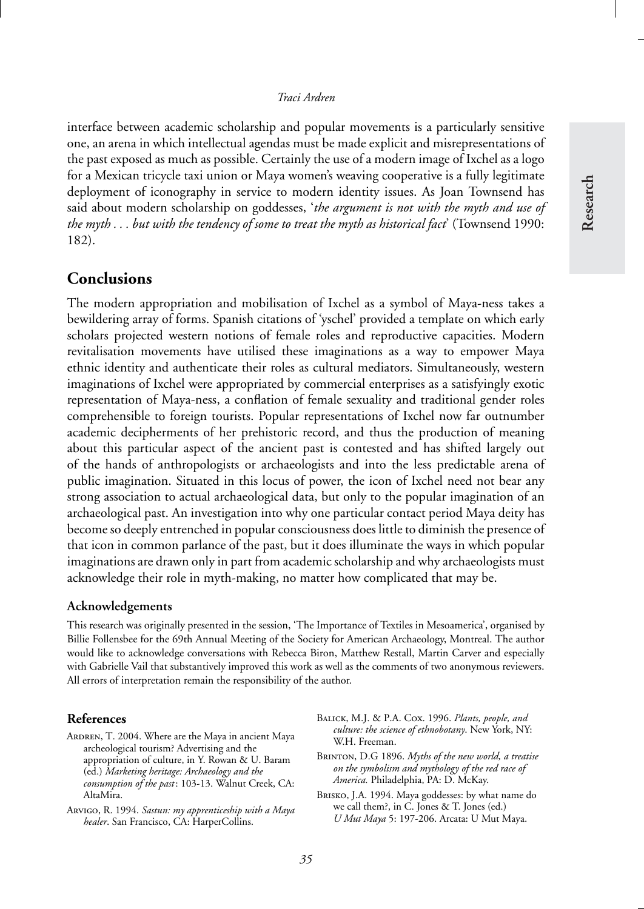interface between academic scholarship and popular movements is a particularly sensitive one, an arena in which intellectual agendas must be made explicit and misrepresentations of the past exposed as much as possible. Certainly the use of a modern image of Ixchel as a logo for a Mexican tricycle taxi union or Maya women's weaving cooperative is a fully legitimate deployment of iconography in service to modern identity issues. As Joan Townsend has said about modern scholarship on goddesses, '*the argument is not with the myth and use of the myth . . . but with the tendency of some to treat the myth as historical fact*' (Townsend 1990: 182).

## Conclusions

The modern appropriation and mobilisation of Ixchel as a symbol of Maya-ness takes a bewildering array of forms. Spanish citations of 'yschel' provided a template on which early scholars projected western notions of female roles and reproductive capacities. Modern revitalisation movements have utilised these imaginations as a way to empower Maya ethnic identity and authenticate their roles as cultural mediators. Simultaneously, western imaginations of Ixchel were appropriated by commercial enterprises as a satisfyingly exotic representation of Maya-ness, a conflation of female sexuality and traditional gender roles comprehensible to foreign tourists. Popular representations of Ixchel now far outnumber academic decipherments of her prehistoric record, and thus the production of meaning about this particular aspect of the ancient past is contested and has shifted largely out of the hands of anthropologists or archaeologists and into the less predictable arena of public imagination. Situated in this locus of power, the icon of Ixchel need not bear any strong association to actual archaeological data, but only to the popular imagination of an archaeological past. An investigation into why one particular contact period Maya deity has become so deeply entrenched in popular consciousness does little to diminish the presence of that icon in common parlance of the past, but it does illuminate the ways in which popular imaginations are drawn only in part from academic scholarship and why archaeologists must acknowledge their role in myth-making, no matter how complicated that may be.

### Acknowledgements

This research was originally presented in the session, 'The Importance of Textiles in Mesoamerica', organised by Billie Follensbee for the 69th Annual Meeting of the Society for American Archaeology, Montreal. The author would like to acknowledge conversations with Rebecca Biron, Matthew Restall, Martin Carver and especially with Gabrielle Vail that substantively improved this work as well as the comments of two anonymous reviewers. All errors of interpretation remain the responsibility of the author.

### References

Ardren, T. 2004. Where are the Maya in ancient Maya archeological tourism? Advertising and the appropriation of culture, in Y. Rowan & U. Baram (ed.) *Marketing heritage: Archaeology and the consumption of the past*: 103-13. Walnut Creek, CA: AltaMira.

Arvigo, R. 1994. *Sastun: my apprenticeship with a Maya healer*. San Francisco, CA: HarperCollins.

Balick, M.J. & P.A. Cox. 1996. *Plants, people, and culture: the science of ethnobotany*. New York, NY: W.H. Freeman.

Brinton, D.G 1896. *Myths of the new world, a treatise on the symbolism and mythology of the red race of America.* Philadelphia, PA: D. McKay.

Brisko, J.A. 1994. Maya goddesses: by what name do we call them?, in C. Jones & T. Jones (ed.) *U Mut Maya* 5: 197-206. Arcata: U Mut Maya.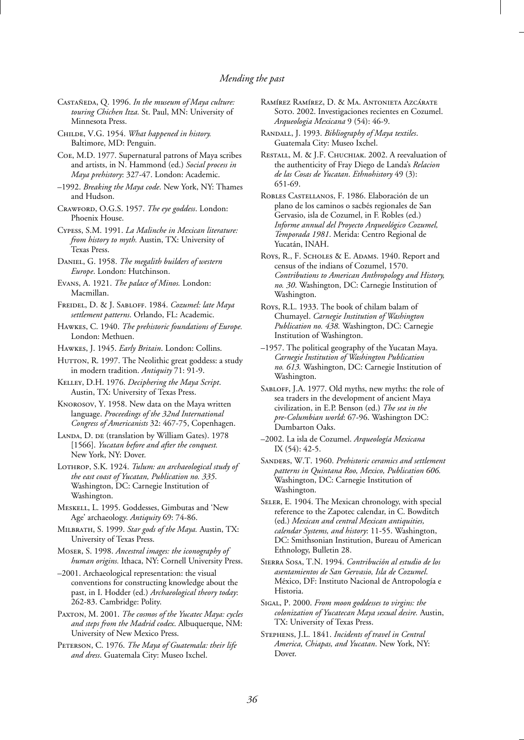Castañeda, Q. 1996. *In the museum of Maya culture: touring Chichen Itza.* St. Paul, MN: University of Minnesota Press.

Childe, V.G. 1954. *What happened in history.* Baltimore, MD: Penguin.

Coe, M.D. 1977. Supernatural patrons of Maya scribes and artists, in N. Hammond (ed.) *Social process in Maya prehistory*: 327-47. London: Academic.

–1992. *Breaking the Maya code*. New York, NY: Thames and Hudson.

Crawford, O.G.S. 1957. *The eye goddess*. London: Phoenix House.

Cypess, S.M. 1991. *La Malinche in Mexican literature: from history to myth.* Austin, TX: University of Texas Press.

Daniel, G. 1958. *The megalith builders of western Europe*. London: Hutchinson.

Evans, A. 1921. *The palace of Minos.* London: Macmillan.

Freidel, D. & J. Sabloff. 1984. *Cozumel: late Maya settlement patterns*. Orlando, FL: Academic.

Hawkes, C. 1940. *The prehistoric foundations of Europe.* London: Methuen.

Hawkes, J. 1945. *Early Britain*. London: Collins.

Hutton, R. 1997. The Neolithic great goddess: a study in modern tradition. *Antiquity* 71: 91-9.

Kelley, D.H. 1976. *Deciphering the Maya Script*. Austin, TX: University of Texas Press.

Knorosov, Y. 1958. New data on the Maya written language. *Proceedings of the 32nd International Congress of Americanists* 32: 467-75, Copenhagen.

Landa, D. de (translation by William Gates). 1978 [1566]. *Yucatan before and after the conquest.* New York, NY: Dover.

Lothrop, S.K. 1924. *Tulum: an archaeological study of the east coast of Yucatan, Publication no. 335*. Washington, DC: Carnegie Institution of Washington.

Meskell, L. 1995. Goddesses, Gimbutas and 'New Age' archaeology. *Antiquity* 69: 74-86.

Milbrath, S. 1999. *Star gods of the Maya.* Austin, TX: University of Texas Press.

Moser, S. 1998. *Ancestral images: the iconography of human origins.* Ithaca, NY: Cornell University Press.

–2001. Archaeological representation: the visual conventions for constructing knowledge about the past, in I. Hodder (ed.) *Archaeological theory today*: 262-83. Cambridge: Polity.

Paxton, M. 2001. *The cosmos of the Yucatec Maya: cycles and steps from the Madrid codex*. Albuquerque, NM: University of New Mexico Press.

Peterson, C. 1976. *The Maya of Guatemala: their life and dress*. Guatemala City: Museo Ixchel.

Ramírez Ramírez, D. & Ma. Antonieta Azcárate Soto. 2002. Investigaciones recientes en Cozumel. *Arqueologia Mexicana* 9 (54): 46-9.

Randall, J. 1993. *Bibliography of Maya textiles*. Guatemala City: Museo Ixchel.

Restall, M. & J.F. Chuchiak. 2002. A reevaluation of the authenticity of Fray Diego de Landa's *Relacion de las Cosas de Yucatan*. *Ethnohistory* 49 (3): 651-69.

Robles Castellanos, F. 1986. Elaboración de un plano de los caminos o sacbés regionales de San Gervasio, isla de Cozumel, in F. Robles (ed.) *Informe annual del Proyecto Arqueológico Cozumel, Temporada 1981*. Merida: Centro Regional de Yucatán, INAH.

Roys, R., F. Scholes & E. Adams. 1940. Report and census of the indians of Cozumel, 1570. *Contributions to American Anthropology and History, no. 30*. Washington, DC: Carnegie Institution of Washington.

Roys, R.L. 1933. The book of chilam balam of Chumayel. *Carnegie Institution of Washington Publication no. 438.* Washington, DC: Carnegie Institution of Washington.

–1957. The political geography of the Yucatan Maya. *Carnegie Institution of Washington Publication no. 613.* Washington, DC: Carnegie Institution of Washington.

Sabloff, J.A. 1977. Old myths, new myths: the role of sea traders in the development of ancient Maya civilization, in E.P. Benson (ed.) *The sea in the pre-Columbian world*: 67-96. Washington DC: Dumbarton Oaks.

–2002. La isla de Cozumel. *Arqueología Mexicana* IX (54): 42-5.

Sanders, W.T. 1960. *Prehistoric ceramics and settlement patterns in Quintana Roo, Mexico, Publication 606.* Washington, DC: Carnegie Institution of Washington.

Seler, E. 1904. The Mexican chronology, with special reference to the Zapotec calendar, in C. Bowditch (ed.) *Mexican and central Mexican antiquities, calendar Systems, and history*: 11-55. Washington, DC: Smithsonian Institution, Bureau of American Ethnology, Bulletin 28.

Sierra Sosa, T.N. 1994. *Contribución al estudio de los asentamientos de San Gervasio, Isla de Cozumel*. México, DF: Instituto Nacional de Antropología e Historia.

Sigal, P. 2000. *From moon goddesses to virgins: the colonization of Yucatecan Maya sexual desire.* Austin, TX: University of Texas Press.

Stephens, J.L. 1841. *Incidents of travel in Central America, Chiapas, and Yucatan*. New York, NY: Dover.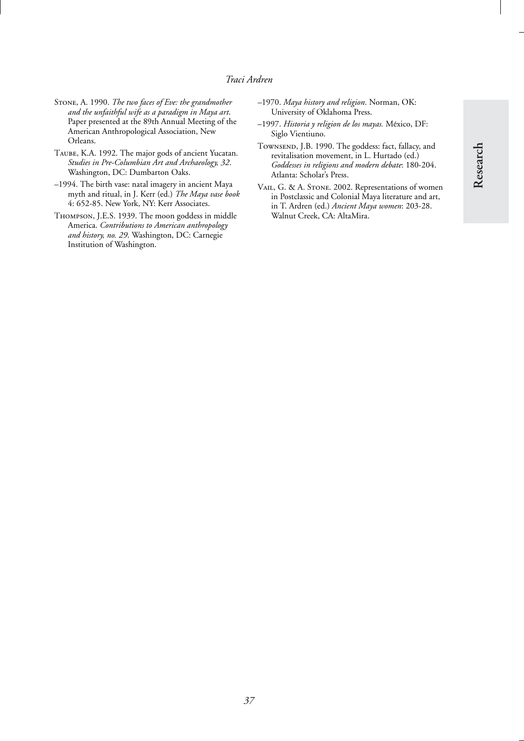Stone, A. 1990. *The two faces of Eve: the grandmother and the unfaithful wife as a paradigm in Maya art*. Paper presented at the 89th Annual Meeting of the American Anthropological Association, New Orleans.

Taube, K.A. 1992. The major gods of ancient Yucatan. *Studies in Pre-Columbian Art and Archaeology, 32*. Washington, DC: Dumbarton Oaks.

–1994. The birth vase: natal imagery in ancient Maya myth and ritual, in J. Kerr (ed.) *The Maya vase book* 4: 652-85. New York, NY: Kerr Associates.

Thompson, J.E.S. 1939. The moon goddess in middle America. *Contributions to American anthropology and history, no. 29*. Washington, DC: Carnegie Institution of Washington.

–1970. *Maya history and religion*. Norman, OK: University of Oklahoma Press.

–1997. *Historia y religion de los mayas.* México, DF: Siglo Vientiuno.

Townsend, J.B. 1990. The goddess: fact, fallacy, and revitalisation movement, in L. Hurtado (ed.) *Goddesses in religions and modern debate*: 180-204. Atlanta: Scholar's Press.

Vail, G. & A. Stone. 2002. Representations of women in Postclassic and Colonial Maya literature and art, in T. Ardren (ed.) *Ancient Maya women*: 203-28. Walnut Creek, CA: AltaMira.